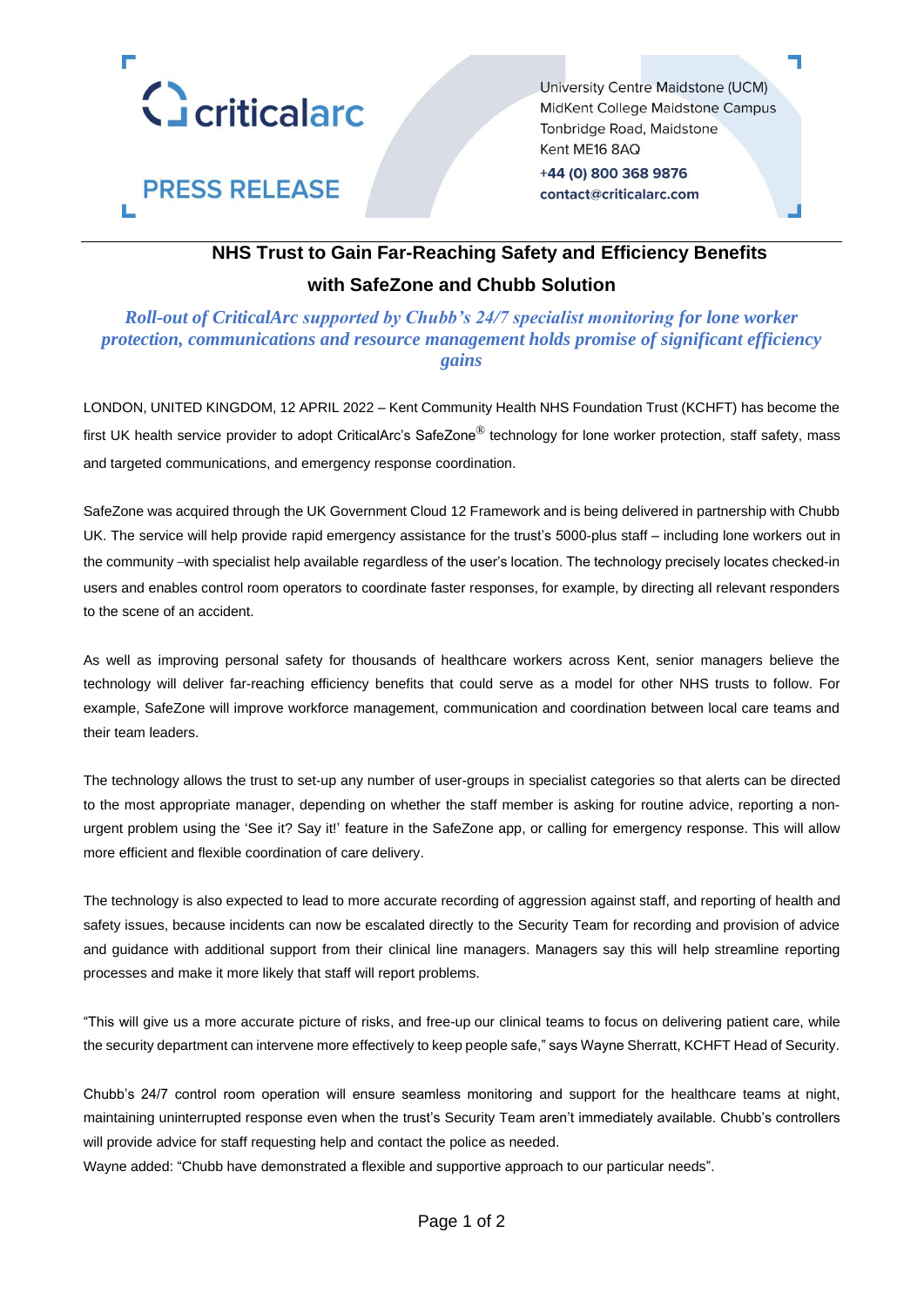criticalarc

**PRESS RELEASE**

University Centre Maidstone (UCM)
MidKent College Maidstone Campus
Tonbridge Road, Maidstone
Kent ME16 8AQ

**+44 (0) 800 368 9876**
**contact@criticalarc.com**

# NHS Trust to Gain Far-Reaching Safety and Efficiency Benefits with SafeZone and Chubb Solution

***Roll-out of CriticalArc supported by Chubb's 24/7 specialist monitoring for lone worker protection, communications and resource management holds promise of significant efficiency gains***

LONDON, UNITED KINGDOM, 12 APRIL 2022 – Kent Community Health NHS Foundation Trust (KCHFT) has become the first UK health service provider to adopt CriticalArc's SafeZone® technology for lone worker protection, staff safety, mass and targeted communications, and emergency response coordination.

SafeZone was acquired through the UK Government Cloud 12 Framework and is being delivered in partnership with Chubb UK. The service will help provide rapid emergency assistance for the trust's 5000-plus staff – including lone workers out in the community –with specialist help available regardless of the user's location. The technology precisely locates checked-in users and enables control room operators to coordinate faster responses, for example, by directing all relevant responders to the scene of an accident.

As well as improving personal safety for thousands of healthcare workers across Kent, senior managers believe the technology will deliver far-reaching efficiency benefits that could serve as a model for other NHS trusts to follow. For example, SafeZone will improve workforce management, communication and coordination between local care teams and their team leaders.

The technology allows the trust to set-up any number of user-groups in specialist categories so that alerts can be directed to the most appropriate manager, depending on whether the staff member is asking for routine advice, reporting a non-urgent problem using the 'See it? Say it!' feature in the SafeZone app, or calling for emergency response. This will allow more efficient and flexible coordination of care delivery.

The technology is also expected to lead to more accurate recording of aggression against staff, and reporting of health and safety issues, because incidents can now be escalated directly to the Security Team for recording and provision of advice and guidance with additional support from their clinical line managers. Managers say this will help streamline reporting processes and make it more likely that staff will report problems.

"This will give us a more accurate picture of risks, and free-up our clinical teams to focus on delivering patient care, while the security department can intervene more effectively to keep people safe," says Wayne Sherratt, KCHFT Head of Security.

Chubb's 24/7 control room operation will ensure seamless monitoring and support for the healthcare teams at night, maintaining uninterrupted response even when the trust's Security Team aren't immediately available. Chubb's controllers will provide advice for staff requesting help and contact the police as needed.
Wayne added: "Chubb have demonstrated a flexible and supportive approach to our particular needs".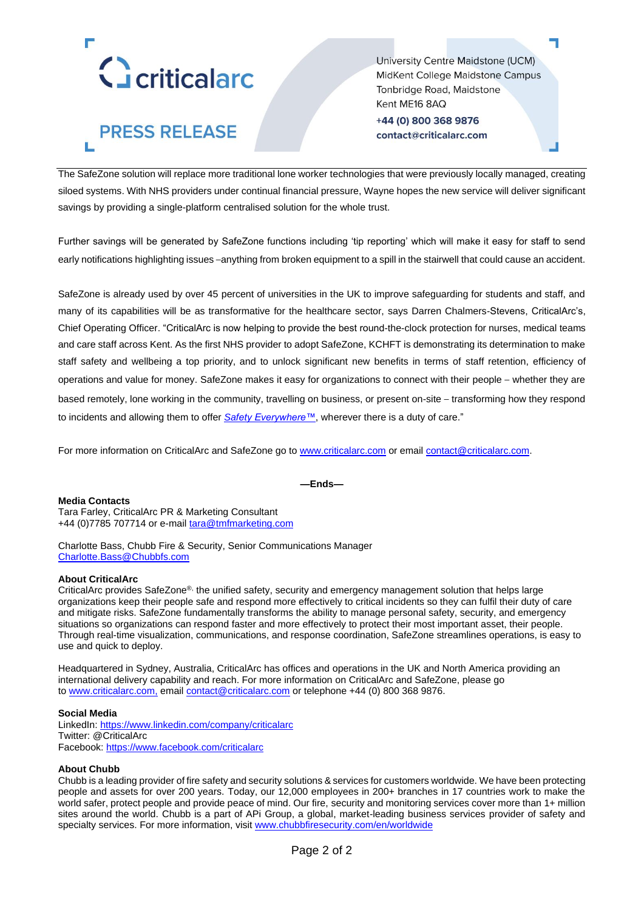The SafeZone solution will replace more traditional lone worker technologies that were previously locally managed, creating siloed systems. With NHS providers under continual financial pressure, Wayne hopes the new service will deliver significant savings by providing a single-platform centralised solution for the whole trust.

Further savings will be generated by SafeZone functions including 'tip reporting' which will make it easy for staff to send early notifications highlighting issues –anything from broken equipment to a spill in the stairwell that could cause an accident.

SafeZone is already used by over 45 percent of universities in the UK to improve safeguarding for students and staff, and many of its capabilities will be as transformative for the healthcare sector, says Darren Chalmers-Stevens, CriticalArc's, Chief Operating Officer. "CriticalArc is now helping to provide the best round-the-clock protection for nurses, medical teams and care staff across Kent. As the first NHS provider to adopt SafeZone, KCHFT is demonstrating its determination to make staff safety and wellbeing a top priority, and to unlock significant new benefits in terms of staff retention, efficiency of operations and value for money. SafeZone makes it easy for organizations to connect with their people – whether they are based remotely, lone working in the community, travelling on business, or present on-site – transforming how they respond to incidents and allowing them to offer *Safety Everywhere™*, wherever there is a duty of care."

For more information on CriticalArc and SafeZone go to www.criticalarc.com or email contact@criticalarc.com.

**—Ends—**

**Media Contacts**
Tara Farley, CriticalArc PR & Marketing Consultant
+44 (0)7785 707714 or e-mail tara@tmfmarketing.com

Charlotte Bass, Chubb Fire & Security, Senior Communications Manager
Charlotte.Bass@Chubbfs.com

**About CriticalArc**
CriticalArc provides SafeZone®, the unified safety, security and emergency management solution that helps large organizations keep their people safe and respond more effectively to critical incidents so they can fulfil their duty of care and mitigate risks. SafeZone fundamentally transforms the ability to manage personal safety, security, and emergency situations so organizations can respond faster and more effectively to protect their most important asset, their people. Through real-time visualization, communications, and response coordination, SafeZone streamlines operations, is easy to use and quick to deploy.

Headquartered in Sydney, Australia, CriticalArc has offices and operations in the UK and North America providing an international delivery capability and reach. For more information on CriticalArc and SafeZone, please go to www.criticalarc.com, email contact@criticalarc.com or telephone +44 (0) 800 368 9876.

**Social Media**
LinkedIn: https://www.linkedin.com/company/criticalarc
Twitter: @CriticalArc
Facebook: https://www.facebook.com/criticalarc

**About Chubb**
Chubb is a leading provider of fire safety and security solutions & services for customers worldwide. We have been protecting people and assets for over 200 years. Today, our 12,000 employees in 200+ branches in 17 countries work to make the world safer, protect people and provide peace of mind. Our fire, security and monitoring services cover more than 1+ million sites around the world. Chubb is a part of APi Group, a global, market-leading business services provider of safety and specialty services. For more information, visit www.chubbfiresecurity.com/en/worldwide